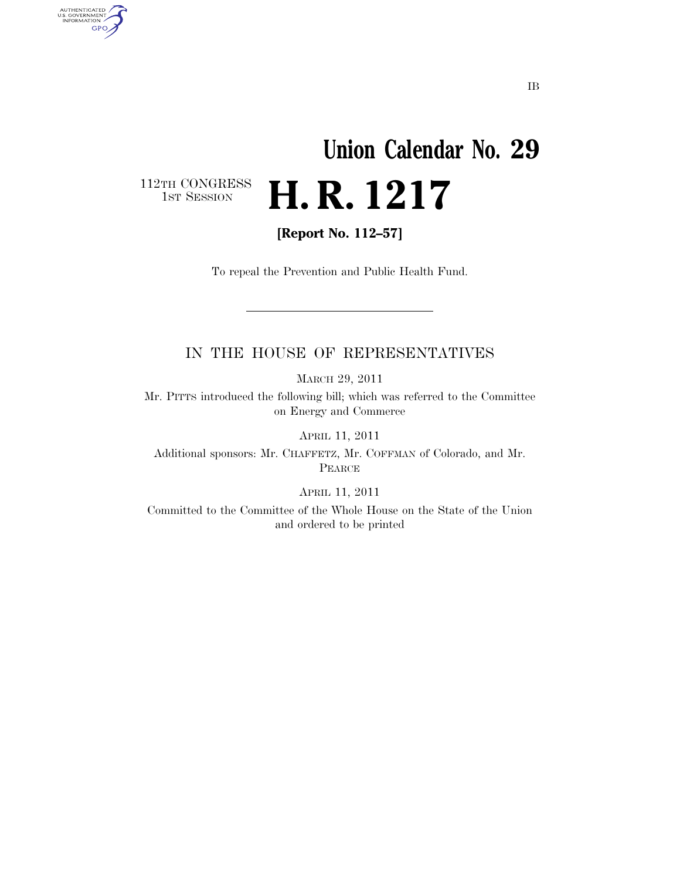IB

# Union Calendar No. 29

112TH CONGRESS
1ST SESSION

# H. R. 1217

**[Report No. 112–57]**

To repeal the Prevention and Public Health Fund.

---

IN THE HOUSE OF REPRESENTATIVES

MARCH 29, 2011

Mr. PITTS introduced the following bill; which was referred to the Committee on Energy and Commerce

APRIL 11, 2011

Additional sponsors: Mr. CHAFFETZ, Mr. COFFMAN of Colorado, and Mr. PEARCE

APRIL 11, 2011

Committed to the Committee of the Whole House on the State of the Union and ordered to be printed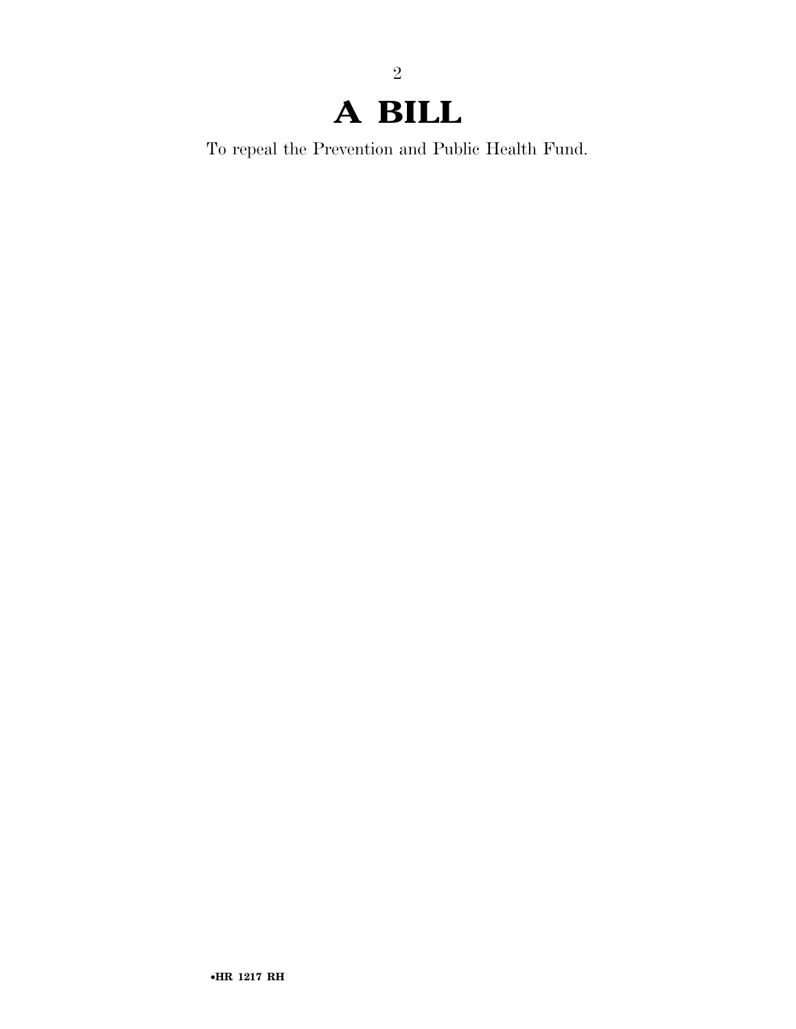# A BILL

To repeal the Prevention and Public Health Fund.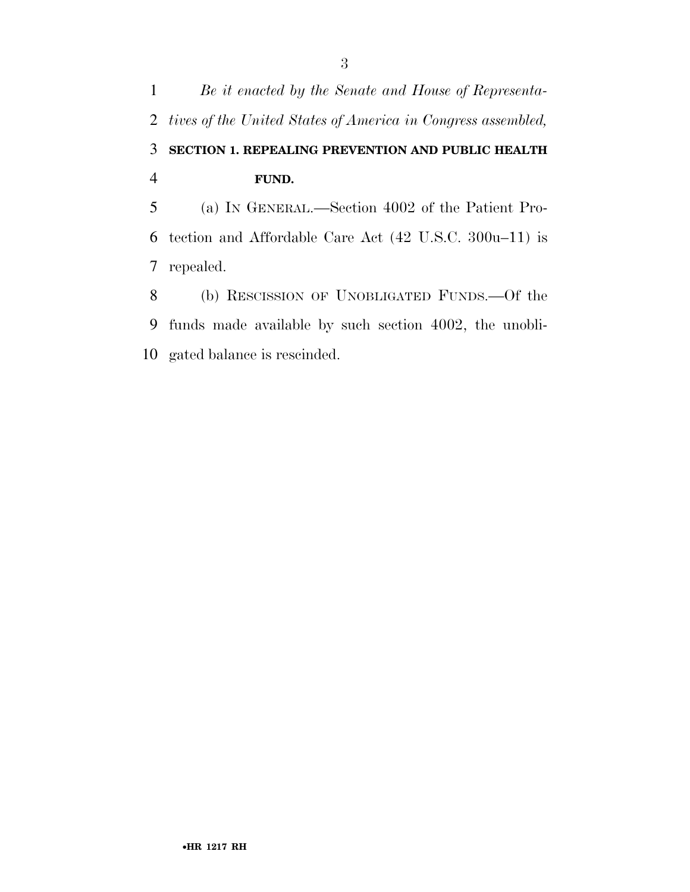*Be it enacted by the Senate and House of Representatives of the United States of America in Congress assembled,*

**SECTION 1. REPEALING PREVENTION AND PUBLIC HEALTH FUND.**

(a) IN GENERAL.—Section 4002 of the Patient Protection and Affordable Care Act (42 U.S.C. 300u–11) is repealed.

(b) RESCISSION OF UNOBLIGATED FUNDS.—Of the funds made available by such section 4002, the unobligated balance is rescinded.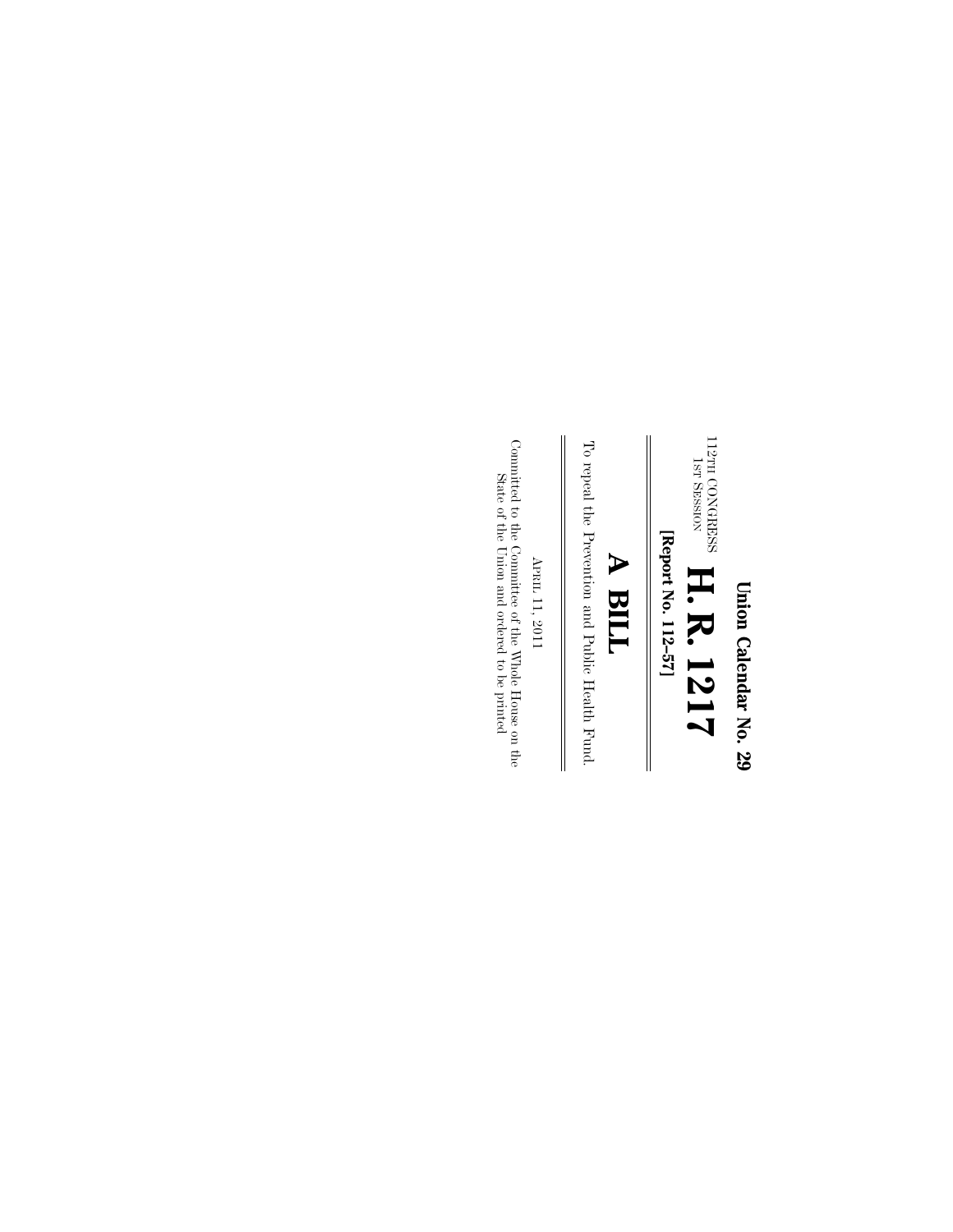**Union Calendar No. 29**

112TH CONGRESS
1ST SESSION

# H. R. 1217

**[Report No. 112–57]**

---

# A BILL

To repeal the Prevention and Public Health Fund.

---

APRIL 11, 2011

Committed to the Committee of the Whole House on the State of the Union and ordered to be printed